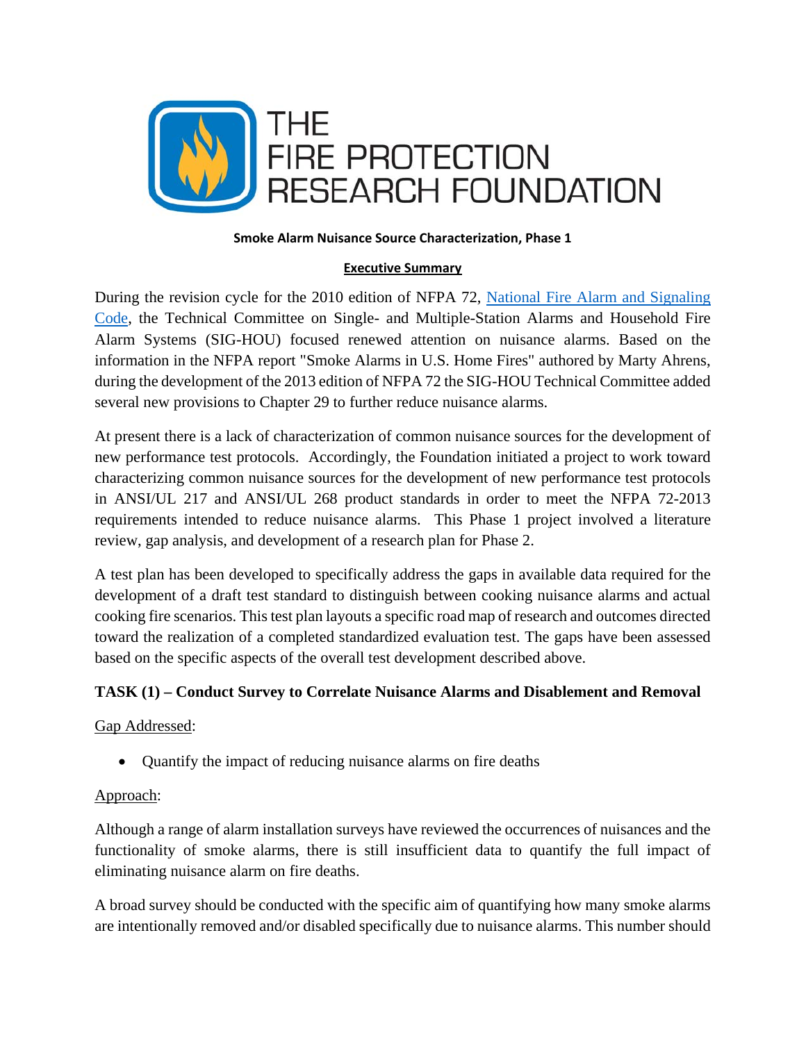# THE FIRE PROTECTION RESEARCH FOUNDATION

**Smoke Alarm Nuisance Source Characterization, Phase 1**

## Executive Summary

During the revision cycle for the 2010 edition of NFPA 72, [National Fire Alarm and Signaling Code](), the Technical Committee on Single- and Multiple-Station Alarms and Household Fire Alarm Systems (SIG-HOU) focused renewed attention on nuisance alarms. Based on the information in the NFPA report "Smoke Alarms in U.S. Home Fires" authored by Marty Ahrens, during the development of the 2013 edition of NFPA 72 the SIG-HOU Technical Committee added several new provisions to Chapter 29 to further reduce nuisance alarms.

At present there is a lack of characterization of common nuisance sources for the development of new performance test protocols. Accordingly, the Foundation initiated a project to work toward characterizing common nuisance sources for the development of new performance test protocols in ANSI/UL 217 and ANSI/UL 268 product standards in order to meet the NFPA 72-2013 requirements intended to reduce nuisance alarms. This Phase 1 project involved a literature review, gap analysis, and development of a research plan for Phase 2.

A test plan has been developed to specifically address the gaps in available data required for the development of a draft test standard to distinguish between cooking nuisance alarms and actual cooking fire scenarios. This test plan layouts a specific road map of research and outcomes directed toward the realization of a completed standardized evaluation test. The gaps have been assessed based on the specific aspects of the overall test development described above.

### TASK (1) – Conduct Survey to Correlate Nuisance Alarms and Disablement and Removal

Gap Addressed:

- Quantify the impact of reducing nuisance alarms on fire deaths

Approach:

Although a range of alarm installation surveys have reviewed the occurrences of nuisances and the functionality of smoke alarms, there is still insufficient data to quantify the full impact of eliminating nuisance alarm on fire deaths.

A broad survey should be conducted with the specific aim of quantifying how many smoke alarms are intentionally removed and/or disabled specifically due to nuisance alarms. This number should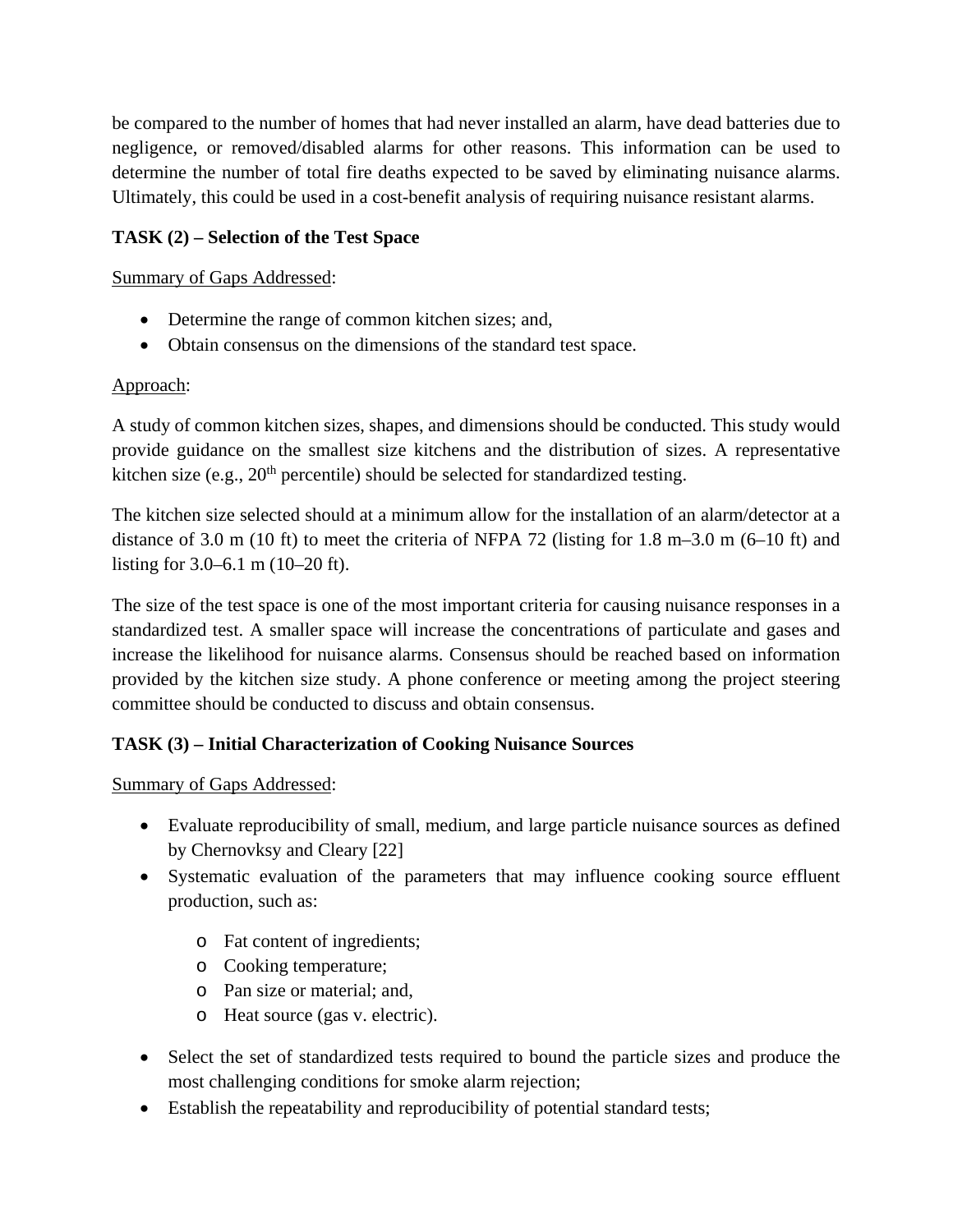be compared to the number of homes that had never installed an alarm, have dead batteries due to negligence, or removed/disabled alarms for other reasons. This information can be used to determine the number of total fire deaths expected to be saved by eliminating nuisance alarms. Ultimately, this could be used in a cost-benefit analysis of requiring nuisance resistant alarms.

**TASK (2) – Selection of the Test Space**

Summary of Gaps Addressed:

- Determine the range of common kitchen sizes; and,
- Obtain consensus on the dimensions of the standard test space.

Approach:

A study of common kitchen sizes, shapes, and dimensions should be conducted. This study would provide guidance on the smallest size kitchens and the distribution of sizes. A representative kitchen size (e.g., 20th percentile) should be selected for standardized testing.

The kitchen size selected should at a minimum allow for the installation of an alarm/detector at a distance of 3.0 m (10 ft) to meet the criteria of NFPA 72 (listing for 1.8 m–3.0 m (6–10 ft) and listing for 3.0–6.1 m (10–20 ft).

The size of the test space is one of the most important criteria for causing nuisance responses in a standardized test. A smaller space will increase the concentrations of particulate and gases and increase the likelihood for nuisance alarms. Consensus should be reached based on information provided by the kitchen size study. A phone conference or meeting among the project steering committee should be conducted to discuss and obtain consensus.

**TASK (3) – Initial Characterization of Cooking Nuisance Sources**

Summary of Gaps Addressed:

- Evaluate reproducibility of small, medium, and large particle nuisance sources as defined by Chernovksy and Cleary [22]
- Systematic evaluation of the parameters that may influence cooking source effluent production, such as:
  - Fat content of ingredients;
  - Cooking temperature;
  - Pan size or material; and,
  - Heat source (gas v. electric).
- Select the set of standardized tests required to bound the particle sizes and produce the most challenging conditions for smoke alarm rejection;
- Establish the repeatability and reproducibility of potential standard tests;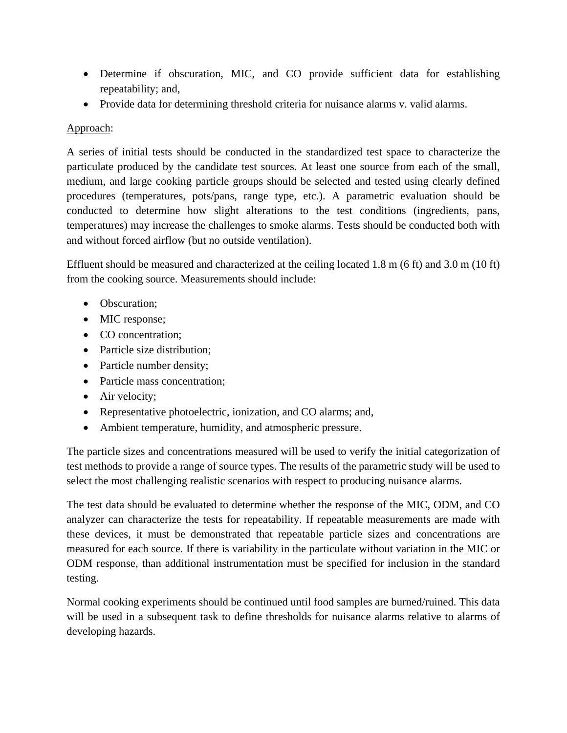- Determine if obscuration, MIC, and CO provide sufficient data for establishing repeatability; and,
- Provide data for determining threshold criteria for nuisance alarms v. valid alarms.

Approach:

A series of initial tests should be conducted in the standardized test space to characterize the particulate produced by the candidate test sources. At least one source from each of the small, medium, and large cooking particle groups should be selected and tested using clearly defined procedures (temperatures, pots/pans, range type, etc.). A parametric evaluation should be conducted to determine how slight alterations to the test conditions (ingredients, pans, temperatures) may increase the challenges to smoke alarms. Tests should be conducted both with and without forced airflow (but no outside ventilation).

Effluent should be measured and characterized at the ceiling located 1.8 m (6 ft) and 3.0 m (10 ft) from the cooking source. Measurements should include:

- Obscuration;
- MIC response;
- CO concentration;
- Particle size distribution;
- Particle number density;
- Particle mass concentration;
- Air velocity;
- Representative photoelectric, ionization, and CO alarms; and,
- Ambient temperature, humidity, and atmospheric pressure.

The particle sizes and concentrations measured will be used to verify the initial categorization of test methods to provide a range of source types. The results of the parametric study will be used to select the most challenging realistic scenarios with respect to producing nuisance alarms.

The test data should be evaluated to determine whether the response of the MIC, ODM, and CO analyzer can characterize the tests for repeatability. If repeatable measurements are made with these devices, it must be demonstrated that repeatable particle sizes and concentrations are measured for each source. If there is variability in the particulate without variation in the MIC or ODM response, than additional instrumentation must be specified for inclusion in the standard testing.

Normal cooking experiments should be continued until food samples are burned/ruined. This data will be used in a subsequent task to define thresholds for nuisance alarms relative to alarms of developing hazards.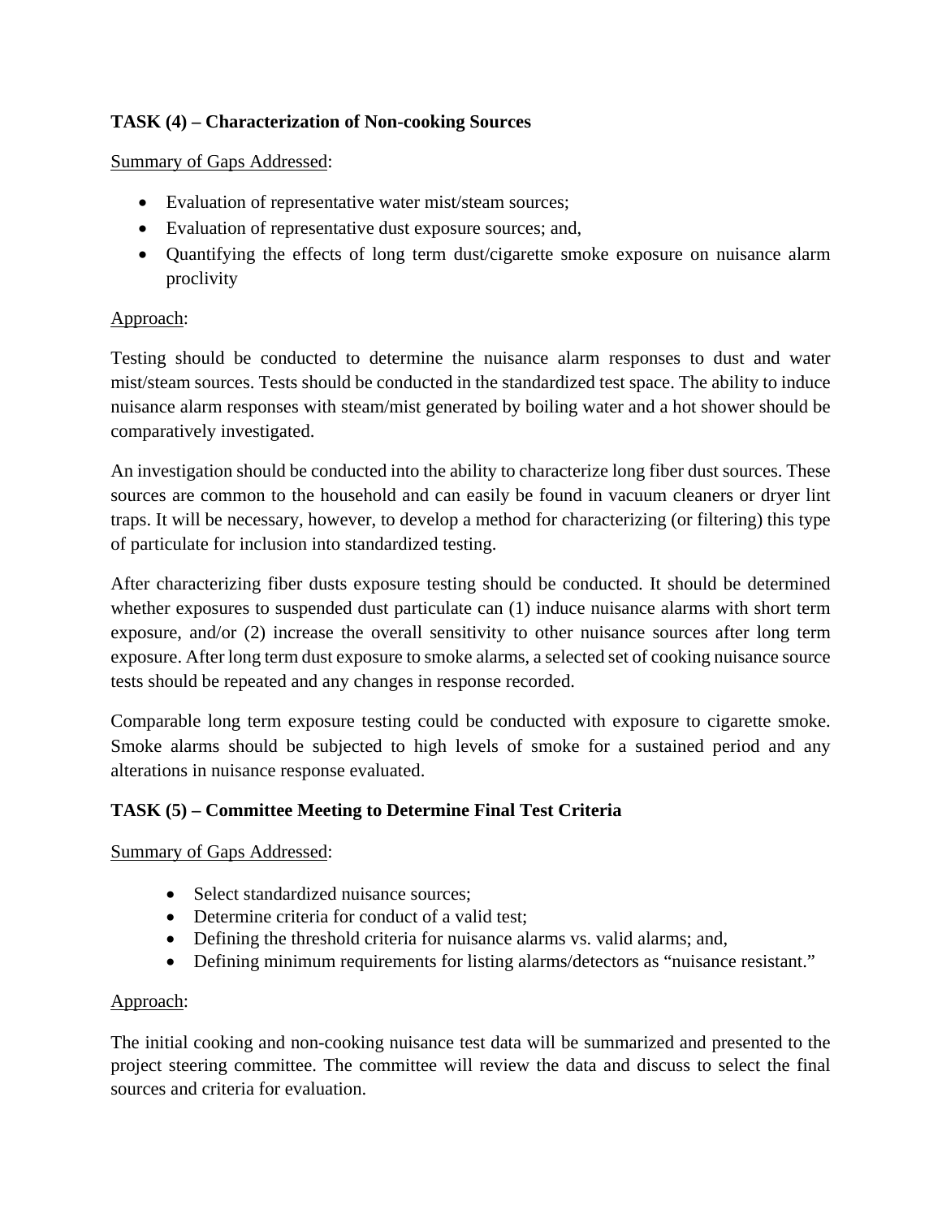**TASK (4) – Characterization of Non-cooking Sources**

Summary of Gaps Addressed:

- Evaluation of representative water mist/steam sources;
- Evaluation of representative dust exposure sources; and,
- Quantifying the effects of long term dust/cigarette smoke exposure on nuisance alarm proclivity

Approach:

Testing should be conducted to determine the nuisance alarm responses to dust and water mist/steam sources. Tests should be conducted in the standardized test space. The ability to induce nuisance alarm responses with steam/mist generated by boiling water and a hot shower should be comparatively investigated.

An investigation should be conducted into the ability to characterize long fiber dust sources. These sources are common to the household and can easily be found in vacuum cleaners or dryer lint traps. It will be necessary, however, to develop a method for characterizing (or filtering) this type of particulate for inclusion into standardized testing.

After characterizing fiber dusts exposure testing should be conducted. It should be determined whether exposures to suspended dust particulate can (1) induce nuisance alarms with short term exposure, and/or (2) increase the overall sensitivity to other nuisance sources after long term exposure. After long term dust exposure to smoke alarms, a selected set of cooking nuisance source tests should be repeated and any changes in response recorded.

Comparable long term exposure testing could be conducted with exposure to cigarette smoke. Smoke alarms should be subjected to high levels of smoke for a sustained period and any alterations in nuisance response evaluated.

**TASK (5) – Committee Meeting to Determine Final Test Criteria**

Summary of Gaps Addressed:

- Select standardized nuisance sources;
- Determine criteria for conduct of a valid test;
- Defining the threshold criteria for nuisance alarms vs. valid alarms; and,
- Defining minimum requirements for listing alarms/detectors as "nuisance resistant."

Approach:

The initial cooking and non-cooking nuisance test data will be summarized and presented to the project steering committee. The committee will review the data and discuss to select the final sources and criteria for evaluation.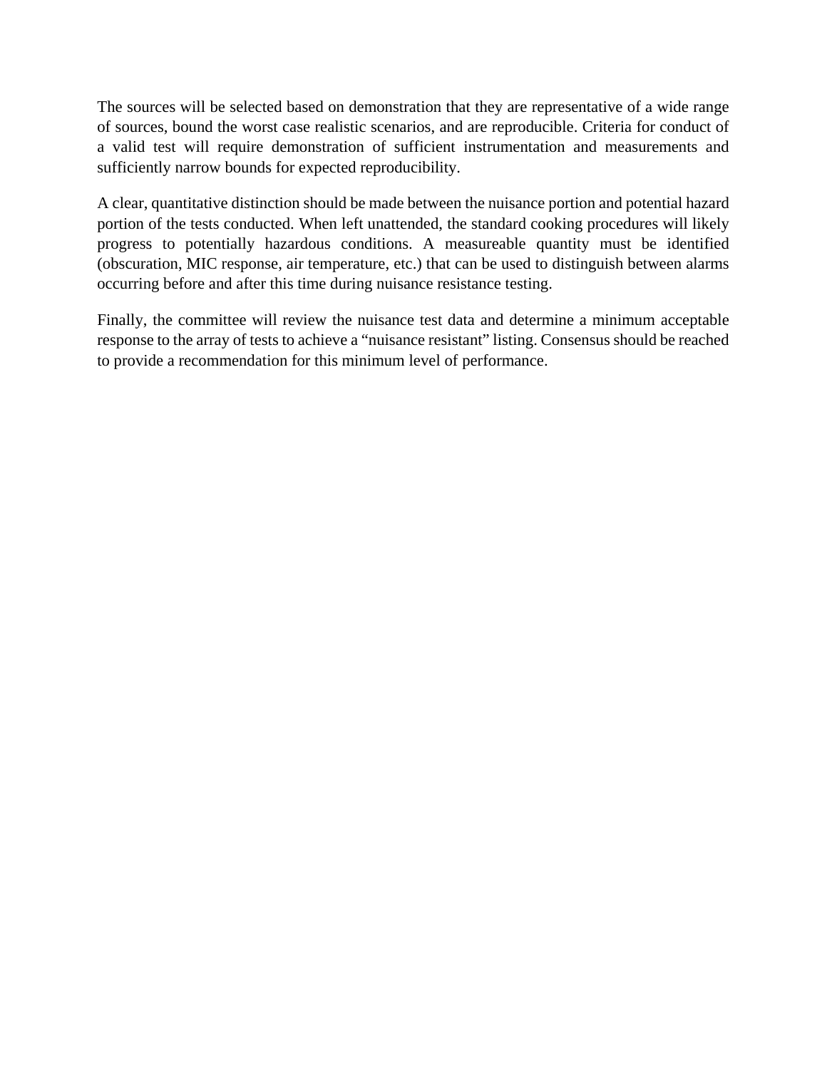The sources will be selected based on demonstration that they are representative of a wide range of sources, bound the worst case realistic scenarios, and are reproducible. Criteria for conduct of a valid test will require demonstration of sufficient instrumentation and measurements and sufficiently narrow bounds for expected reproducibility.

A clear, quantitative distinction should be made between the nuisance portion and potential hazard portion of the tests conducted. When left unattended, the standard cooking procedures will likely progress to potentially hazardous conditions. A measureable quantity must be identified (obscuration, MIC response, air temperature, etc.) that can be used to distinguish between alarms occurring before and after this time during nuisance resistance testing.

Finally, the committee will review the nuisance test data and determine a minimum acceptable response to the array of tests to achieve a "nuisance resistant" listing. Consensus should be reached to provide a recommendation for this minimum level of performance.